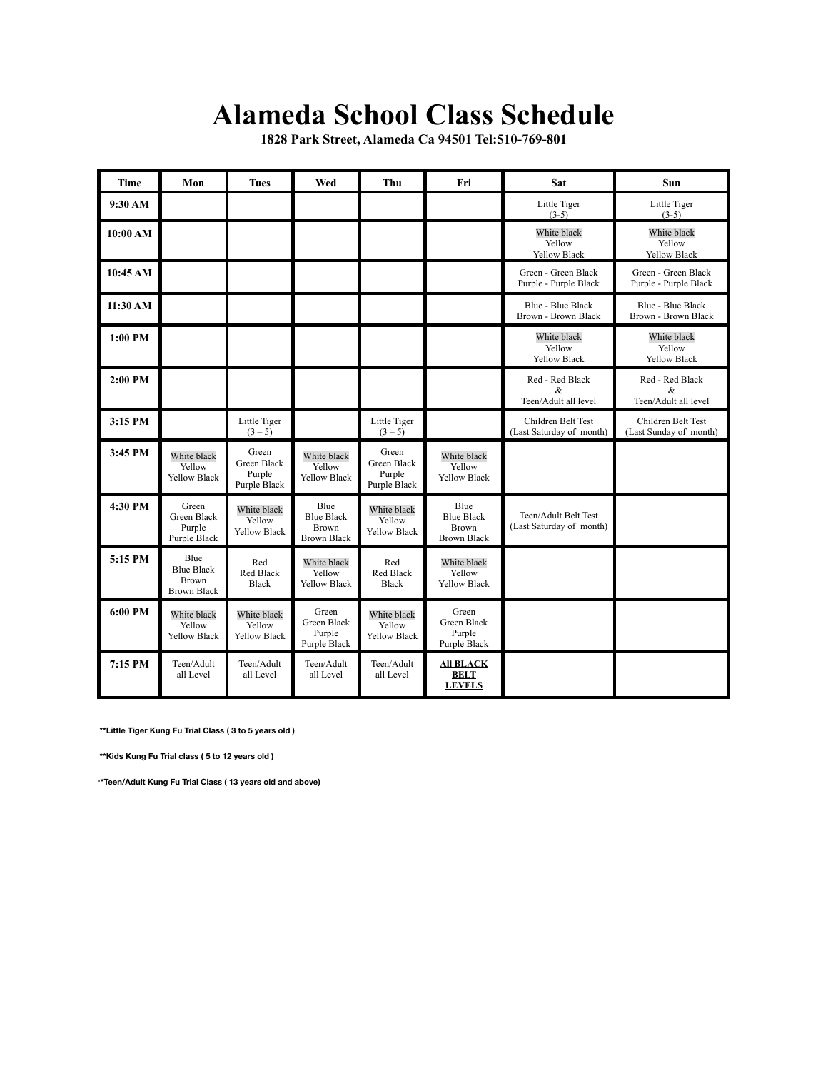# Alameda School Class Schedule

**1828 Park Street, Alameda Ca 94501 Tel:510-769-801**

| Time | Mon | Tues | Wed | Thu | Fri | Sat | Sun |
|---|---|---|---|---|---|---|---|
| 9:30 AM | | | | | | Little Tiger (3-5) | Little Tiger (3-5) |
| 10:00 AM | | | | | | White black Yellow Yellow Black | White black Yellow Yellow Black |
| 10:45 AM | | | | | | Green - Green Black Purple - Purple Black | Green - Green Black Purple - Purple Black |
| 11:30 AM | | | | | | Blue - Blue Black Brown - Brown Black | Blue - Blue Black Brown - Brown Black |
| 1:00 PM | | | | | | White black Yellow Yellow Black | White black Yellow Yellow Black |
| 2:00 PM | | | | | | Red - Red Black & Teen/Adult all level | Red - Red Black & Teen/Adult all level |
| 3:15 PM | | Little Tiger (3 – 5) | | Little Tiger (3 – 5) | | Children Belt Test (Last Saturday of month) | Children Belt Test (Last Sunday of month) |
| 3:45 PM | White black Yellow Yellow Black | Green Green Black Purple Purple Black | White black Yellow Yellow Black | Green Green Black Purple Purple Black | White black Yellow Yellow Black | | |
| 4:30 PM | Green Green Black Purple Purple Black | White black Yellow Yellow Black | Blue Blue Black Brown Brown Black | White black Yellow Yellow Black | Blue Blue Black Brown Brown Black | Teen/Adult Belt Test (Last Saturday of month) | |
| 5:15 PM | Blue Blue Black Brown Brown Black | Red Red Black Black | White black Yellow Yellow Black | Red Red Black Black | White black Yellow Yellow Black | | |
| 6:00 PM | White black Yellow Yellow Black | White black Yellow Yellow Black | Green Green Black Purple Purple Black | White black Yellow Yellow Black | Green Green Black Purple Purple Black | | |
| 7:15 PM | Teen/Adult all Level | Teen/Adult all Level | Teen/Adult all Level | Teen/Adult all Level | **All BLACK BELT LEVELS** | | |

**\*\*Little Tiger Kung Fu Trial Class ( 3 to 5 years old )**

**\*\*Kids Kung Fu Trial class ( 5 to 12 years old )**

**\*\*Teen/Adult Kung Fu Trial Class ( 13 years old and above)**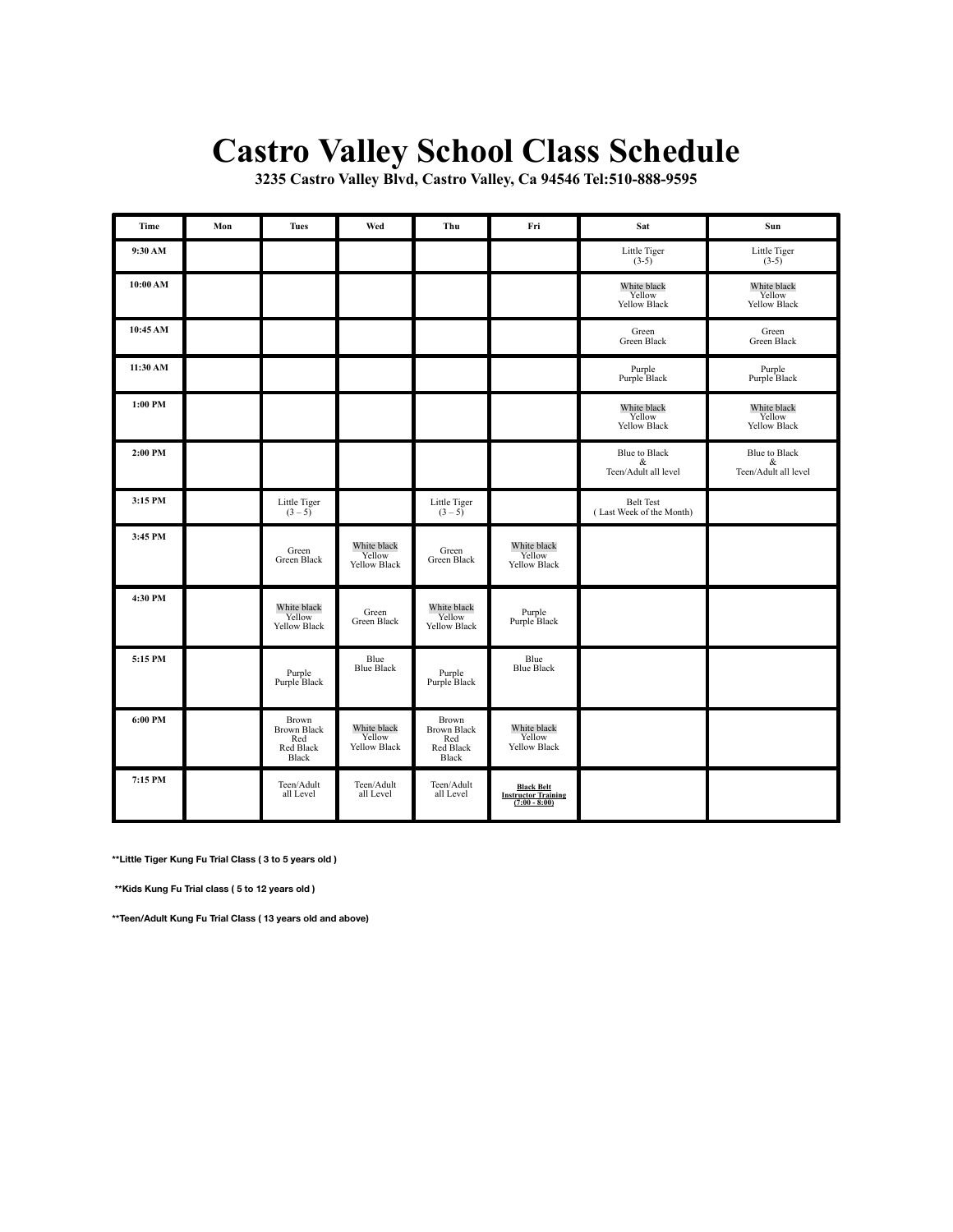# Castro Valley School Class Schedule

**3235 Castro Valley Blvd, Castro Valley, Ca 94546 Tel:510-888-9595**

| Time | Mon | Tues | Wed | Thu | Fri | Sat | Sun |
|---|---|---|---|---|---|---|---|
| 9:30 AM | | | | | | Little Tiger (3-5) | Little Tiger (3-5) |
| 10:00 AM | | | | | | White black Yellow Yellow Black | White black Yellow Yellow Black |
| 10:45 AM | | | | | | Green Green Black | Green Green Black |
| 11:30 AM | | | | | | Purple Purple Black | Purple Purple Black |
| 1:00 PM | | | | | | White black Yellow Yellow Black | White black Yellow Yellow Black |
| 2:00 PM | | | | | | Blue to Black & Teen/Adult all level | Blue to Black & Teen/Adult all level |
| 3:15 PM | | Little Tiger (3 – 5) | | Little Tiger (3 – 5) | | Belt Test ( Last Week of the Month) | |
| 3:45 PM | | Green Green Black | White black Yellow Yellow Black | Green Green Black | White black Yellow Yellow Black | | |
| 4:30 PM | | White black Yellow Yellow Black | Green Green Black | White black Yellow Yellow Black | Purple Purple Black | | |
| 5:15 PM | | Purple Purple Black | Blue Blue Black | Purple Purple Black | Blue Blue Black | | |
| 6:00 PM | | Brown Brown Black Red Red Black Black | White black Yellow Yellow Black | Brown Brown Black Red Red Black Black | White black Yellow Yellow Black | | |
| 7:15 PM | | Teen/Adult all Level | Teen/Adult all Level | Teen/Adult all Level | **Black Belt Instructor Training (7:00 - 8:00)** | | |

**\*\*Little Tiger Kung Fu Trial Class ( 3 to 5 years old )**

**\*\*Kids Kung Fu Trial class ( 5 to 12 years old )**

**\*\*Teen/Adult Kung Fu Trial Class ( 13 years old and above)**